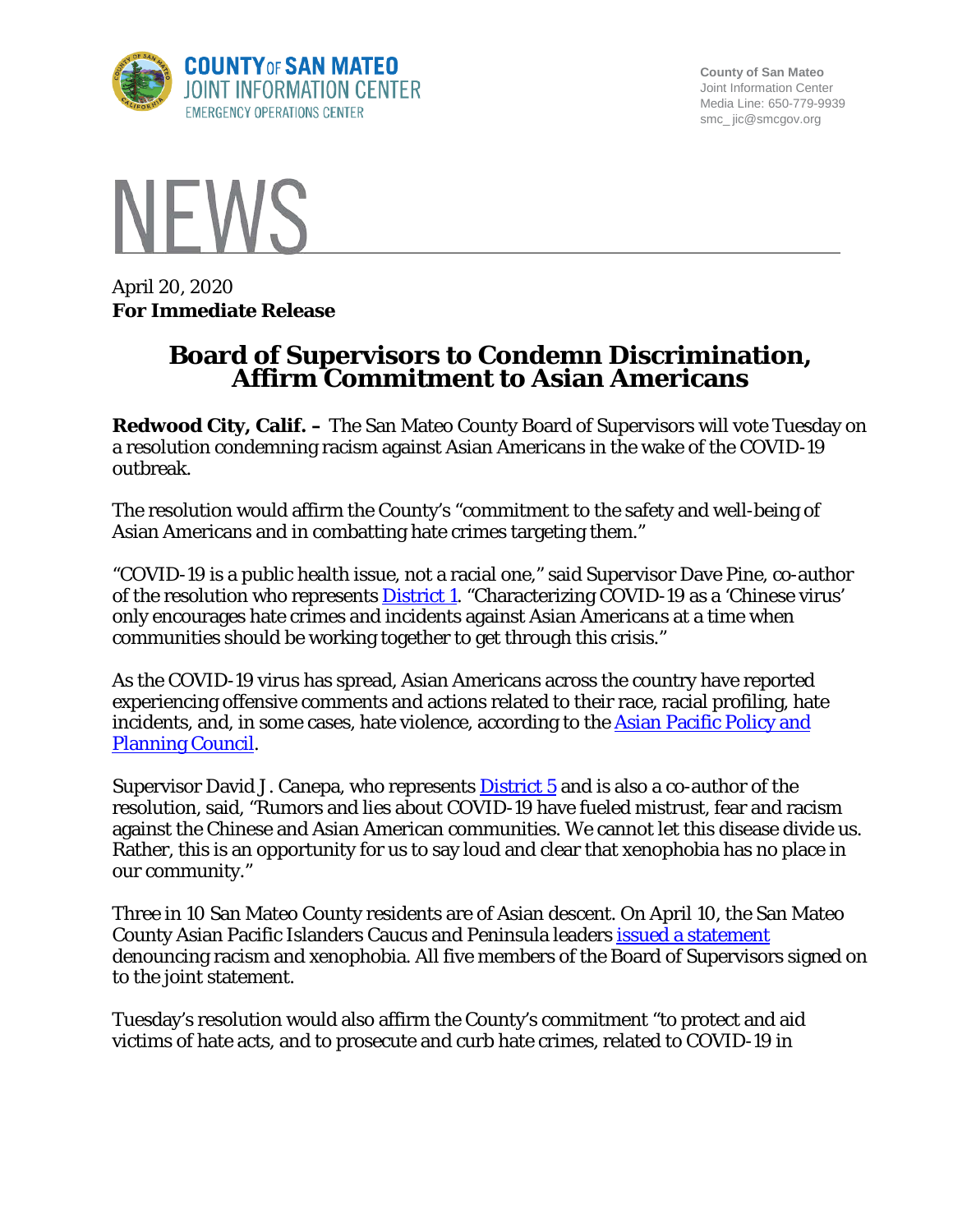**COUNTY OF SAN MATEO**
**JOINT INFORMATION CENTER**
EMERGENCY OPERATIONS CENTER

County of San Mateo
Joint Information Center
Media Line: 650-779-9939
smc_jic@smcgov.org

# NEWS

April 20, 2020
**For Immediate Release**

## Board of Supervisors to Condemn Discrimination, Affirm Commitment to Asian Americans

**Redwood City, Calif. –** The San Mateo County Board of Supervisors will vote Tuesday on a resolution condemning racism against Asian Americans in the wake of the COVID-19 outbreak.

The resolution would affirm the County's "commitment to the safety and well-being of Asian Americans and in combatting hate crimes targeting them."

"COVID-19 is a public health issue, not a racial one," said Supervisor Dave Pine, co-author of the resolution who represents District 1. "Characterizing COVID-19 as a 'Chinese virus' only encourages hate crimes and incidents against Asian Americans at a time when communities should be working together to get through this crisis."

As the COVID-19 virus has spread, Asian Americans across the country have reported experiencing offensive comments and actions related to their race, racial profiling, hate incidents, and, in some cases, hate violence, according to the Asian Pacific Policy and Planning Council.

Supervisor David J. Canepa, who represents District 5 and is also a co-author of the resolution, said, "Rumors and lies about COVID-19 have fueled mistrust, fear and racism against the Chinese and Asian American communities. We cannot let this disease divide us. Rather, this is an opportunity for us to say loud and clear that xenophobia has no place in our community."

Three in 10 San Mateo County residents are of Asian descent. On April 10, the San Mateo County Asian Pacific Islanders Caucus and Peninsula leaders issued a statement denouncing racism and xenophobia. All five members of the Board of Supervisors signed on to the joint statement.

Tuesday's resolution would also affirm the County's commitment "to protect and aid victims of hate acts, and to prosecute and curb hate crimes, related to COVID-19 in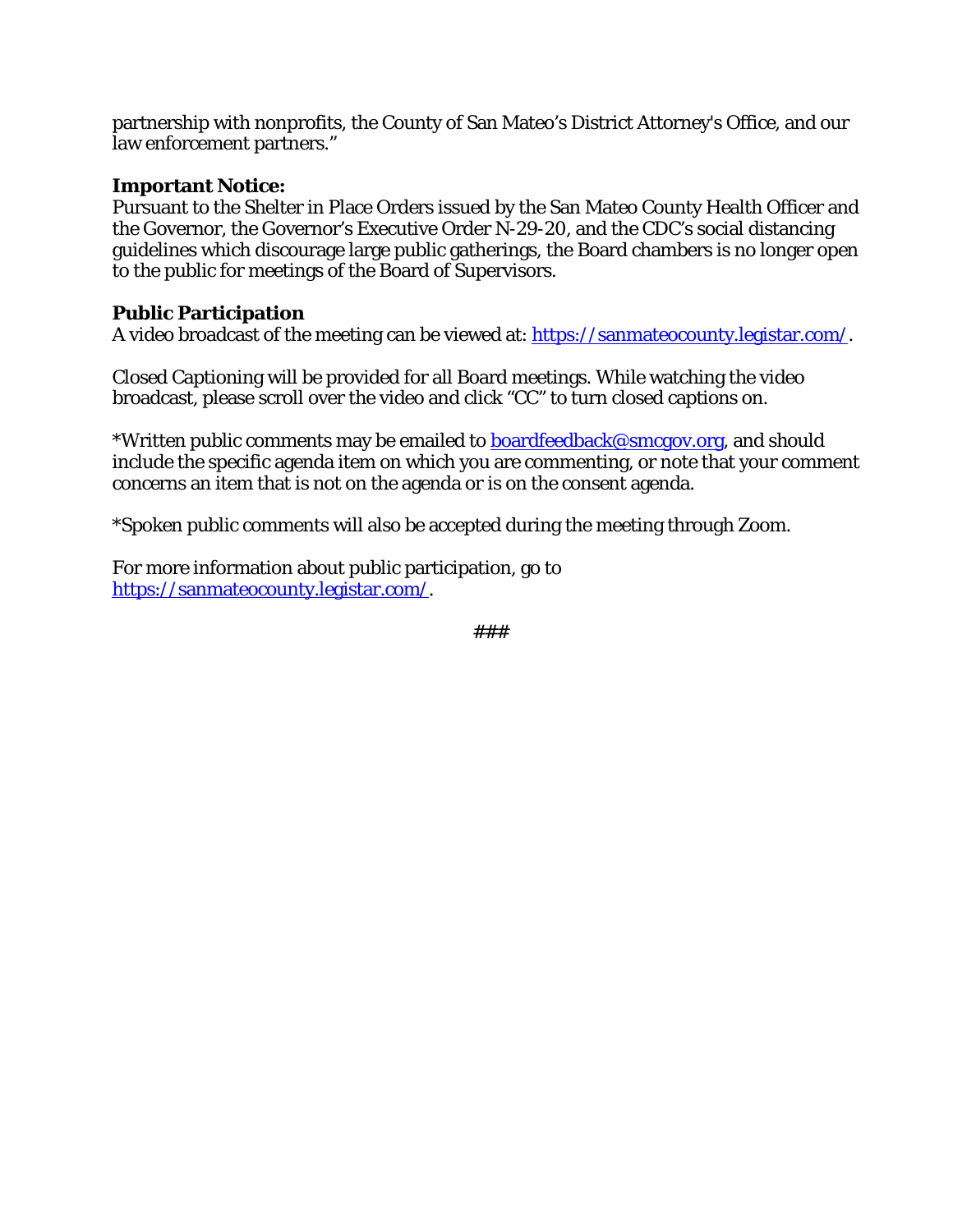partnership with nonprofits, the County of San Mateo's District Attorney's Office, and our law enforcement partners."

**Important Notice:**
Pursuant to the Shelter in Place Orders issued by the San Mateo County Health Officer and the Governor, the Governor's Executive Order N-29-20, and the CDC's social distancing guidelines which discourage large public gatherings, the Board chambers is no longer open to the public for meetings of the Board of Supervisors.

**Public Participation**
A video broadcast of the meeting can be viewed at: https://sanmateocounty.legistar.com/.

Closed Captioning will be provided for all Board meetings. While watching the video broadcast, please scroll over the video and click "CC" to turn closed captions on.

*Written public comments may be emailed to boardfeedback@smcgov.org, and should include the specific agenda item on which you are commenting, or note that your comment concerns an item that is not on the agenda or is on the consent agenda.

*Spoken public comments will also be accepted during the meeting through Zoom.

For more information about public participation, go to https://sanmateocounty.legistar.com/.

###